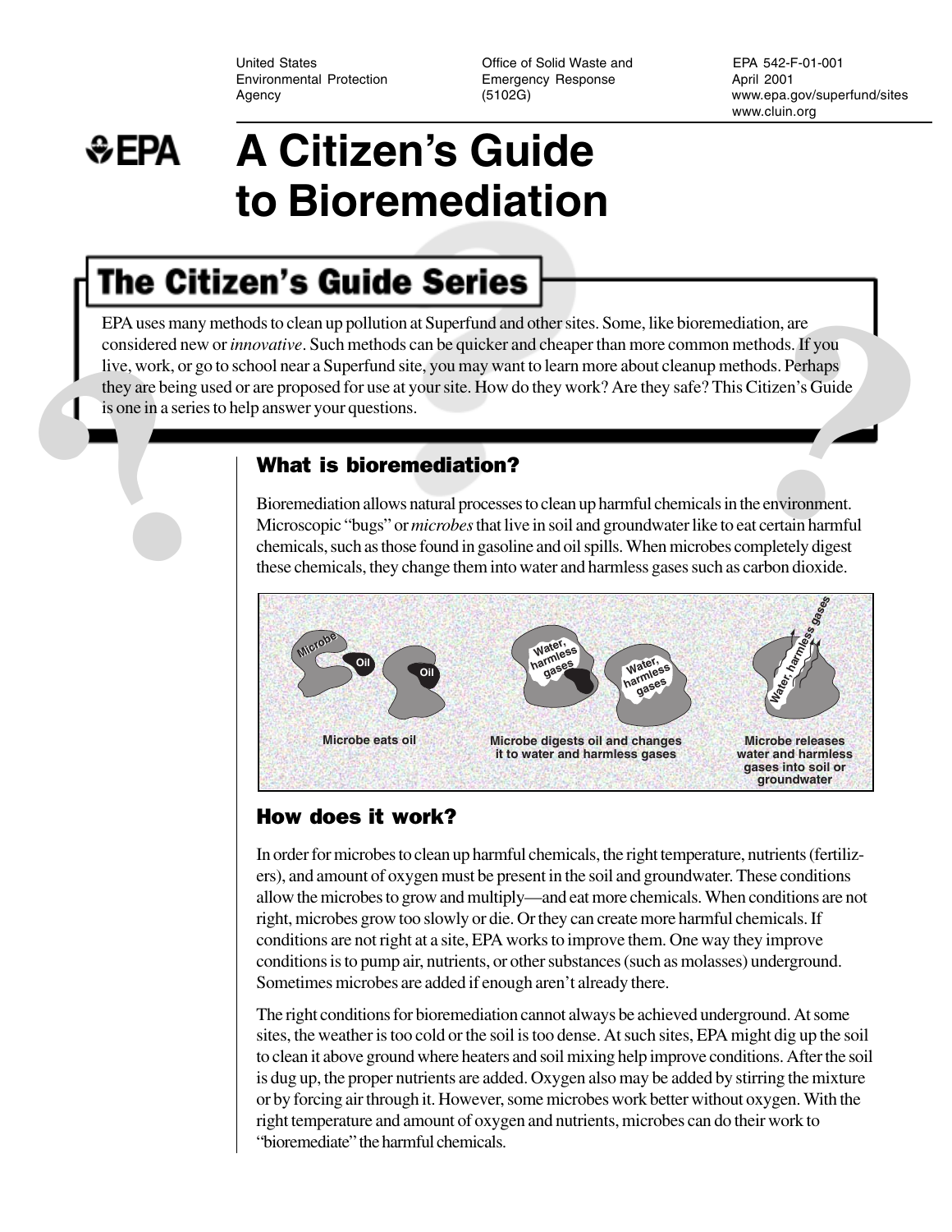United States Environmental Protection Agency

Office of Solid Waste and Emergency Response (5102G)

EPA 542-F-01-001
April 2001
www.epa.gov/superfund/sites
www.cluin.org

# A Citizen's Guide to Bioremediation

## The Citizen's Guide Series

EPA uses many methods to clean up pollution at Superfund and other sites. Some, like bioremediation, are considered new or *innovative*. Such methods can be quicker and cheaper than more common methods. If you live, work, or go to school near a Superfund site, you may want to learn more about cleanup methods. Perhaps they are being used or are proposed for use at your site. How do they work? Are they safe? This Citizen's Guide is one in a series to help answer your questions.

## What is bioremediation?

Bioremediation allows natural processes to clean up harmful chemicals in the environment. Microscopic "bugs" or *microbes* that live in soil and groundwater like to eat certain harmful chemicals, such as those found in gasoline and oil spills. When microbes completely digest these chemicals, they change them into water and harmless gases such as carbon dioxide.

Microbe eats oil — Microbe digests oil and changes it to water and harmless gases — Microbe releases water and harmless gases into soil or groundwater

## How does it work?

In order for microbes to clean up harmful chemicals, the right temperature, nutrients (fertilizers), and amount of oxygen must be present in the soil and groundwater. These conditions allow the microbes to grow and multiply—and eat more chemicals. When conditions are not right, microbes grow too slowly or die. Or they can create more harmful chemicals. If conditions are not right at a site, EPA works to improve them. One way they improve conditions is to pump air, nutrients, or other substances (such as molasses) underground. Sometimes microbes are added if enough aren't already there.

The right conditions for bioremediation cannot always be achieved underground. At some sites, the weather is too cold or the soil is too dense. At such sites, EPA might dig up the soil to clean it above ground where heaters and soil mixing help improve conditions. After the soil is dug up, the proper nutrients are added. Oxygen also may be added by stirring the mixture or by forcing air through it. However, some microbes work better without oxygen. With the right temperature and amount of oxygen and nutrients, microbes can do their work to "bioremediate" the harmful chemicals.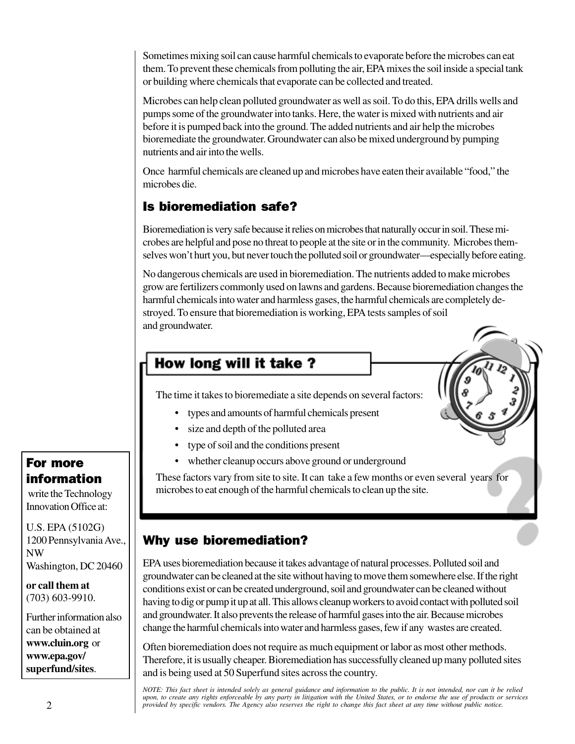Sometimes mixing soil can cause harmful chemicals to evaporate before the microbes can eat them. To prevent these chemicals from polluting the air, EPA mixes the soil inside a special tank or building where chemicals that evaporate can be collected and treated.

Microbes can help clean polluted groundwater as well as soil. To do this, EPA drills wells and pumps some of the groundwater into tanks. Here, the water is mixed with nutrients and air before it is pumped back into the ground. The added nutrients and air help the microbes bioremediate the groundwater. Groundwater can also be mixed underground by pumping nutrients and air into the wells.

Once harmful chemicals are cleaned up and microbes have eaten their available "food," the microbes die.

## Is bioremediation safe?

Bioremediation is very safe because it relies on microbes that naturally occur in soil. These microbes are helpful and pose no threat to people at the site or in the community. Microbes themselves won't hurt you, but never touch the polluted soil or groundwater—especially before eating.

No dangerous chemicals are used in bioremediation. The nutrients added to make microbes grow are fertilizers commonly used on lawns and gardens. Because bioremediation changes the harmful chemicals into water and harmless gases, the harmful chemicals are completely destroyed. To ensure that bioremediation is working, EPA tests samples of soil and groundwater.

## How long will it take ?

The time it takes to bioremediate a site depends on several factors:

- types and amounts of harmful chemicals present
- size and depth of the polluted area
- type of soil and the conditions present
- whether cleanup occurs above ground or underground

These factors vary from site to site. It can take a few months or even several years for microbes to eat enough of the harmful chemicals to clean up the site.

## Why use bioremediation?

EPA uses bioremediation because it takes advantage of natural processes. Polluted soil and groundwater can be cleaned at the site without having to move them somewhere else. If the right conditions exist or can be created underground, soil and groundwater can be cleaned without having to dig or pump it up at all. This allows cleanup workers to avoid contact with polluted soil and groundwater. It also prevents the release of harmful gases into the air. Because microbes change the harmful chemicals into water and harmless gases, few if any wastes are created.

Often bioremediation does not require as much equipment or labor as most other methods. Therefore, it is usually cheaper. Bioremediation has successfully cleaned up many polluted sites and is being used at 50 Superfund sites across the country.

## For more information

write the Technology Innovation Office at:

U.S. EPA (5102G)
1200 Pennsylvania Ave., NW
Washington, DC 20460

**or call them at**
(703) 603-9910.

Further information also can be obtained at **www.cluin.org** or **www.epa.gov/superfund/sites**.

*NOTE: This fact sheet is intended solely as general guidance and information to the public. It is not intended, nor can it be relied upon, to create any rights enforceable by any party in litigation with the United States, or to endorse the use of products or services provided by specific vendors. The Agency also reserves the right to change this fact sheet at any time without public notice.*